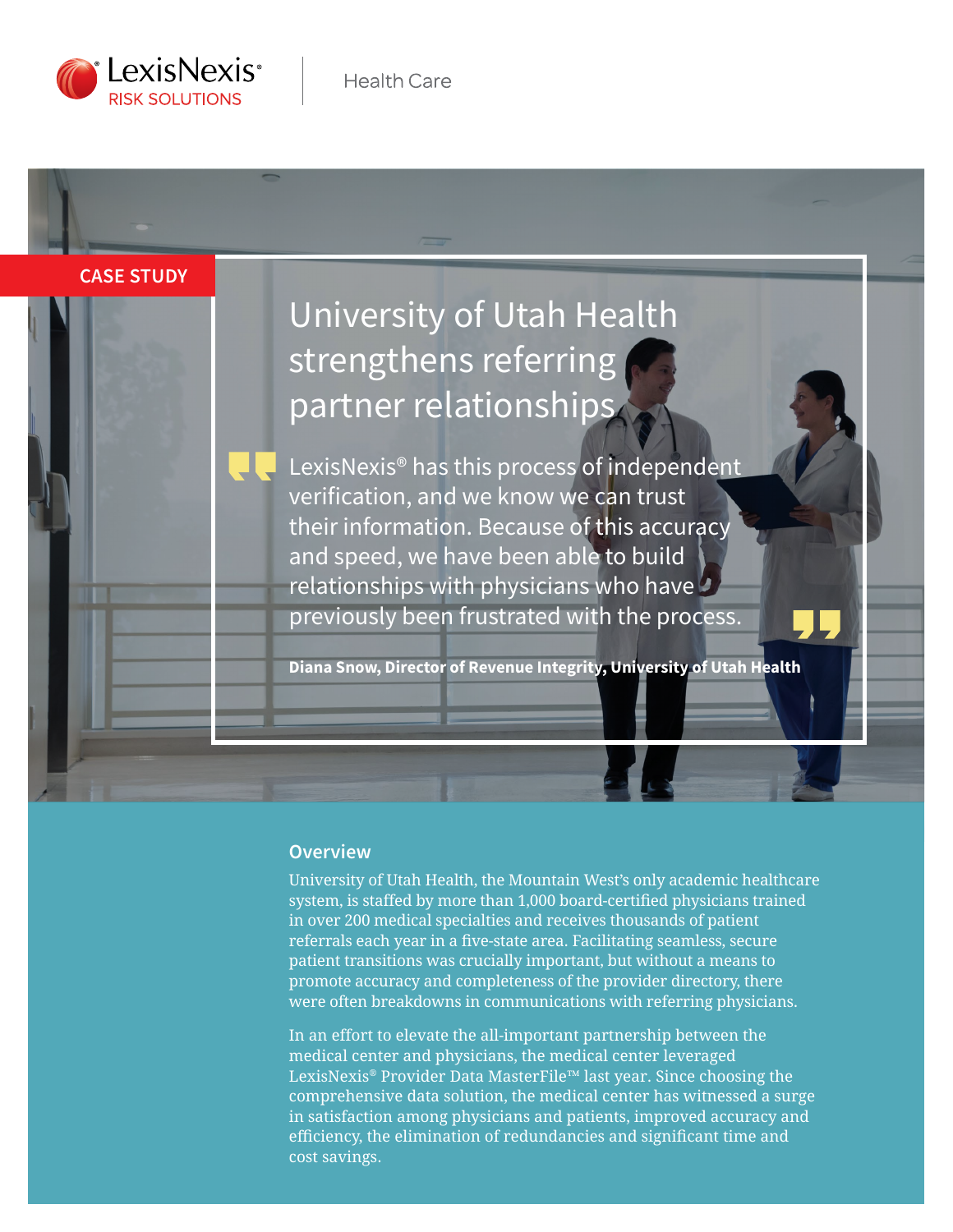LexisNexis® RISK SOLUTIONS | Health Care

CASE STUDY

# University of Utah Health strengthens referring partner relationships

> LexisNexis® has this process of independent verification, and we know we can trust their information. Because of this accuracy and speed, we have been able to build relationships with physicians who have previously been frustrated with the process.

**Diana Snow, Director of Revenue Integrity, University of Utah Health**

## Overview

University of Utah Health, the Mountain West's only academic healthcare system, is staffed by more than 1,000 board-certified physicians trained in over 200 medical specialties and receives thousands of patient referrals each year in a five-state area. Facilitating seamless, secure patient transitions was crucially important, but without a means to promote accuracy and completeness of the provider directory, there were often breakdowns in communications with referring physicians.

In an effort to elevate the all-important partnership between the medical center and physicians, the medical center leveraged LexisNexis® Provider Data MasterFile™ last year. Since choosing the comprehensive data solution, the medical center has witnessed a surge in satisfaction among physicians and patients, improved accuracy and efficiency, the elimination of redundancies and significant time and cost savings.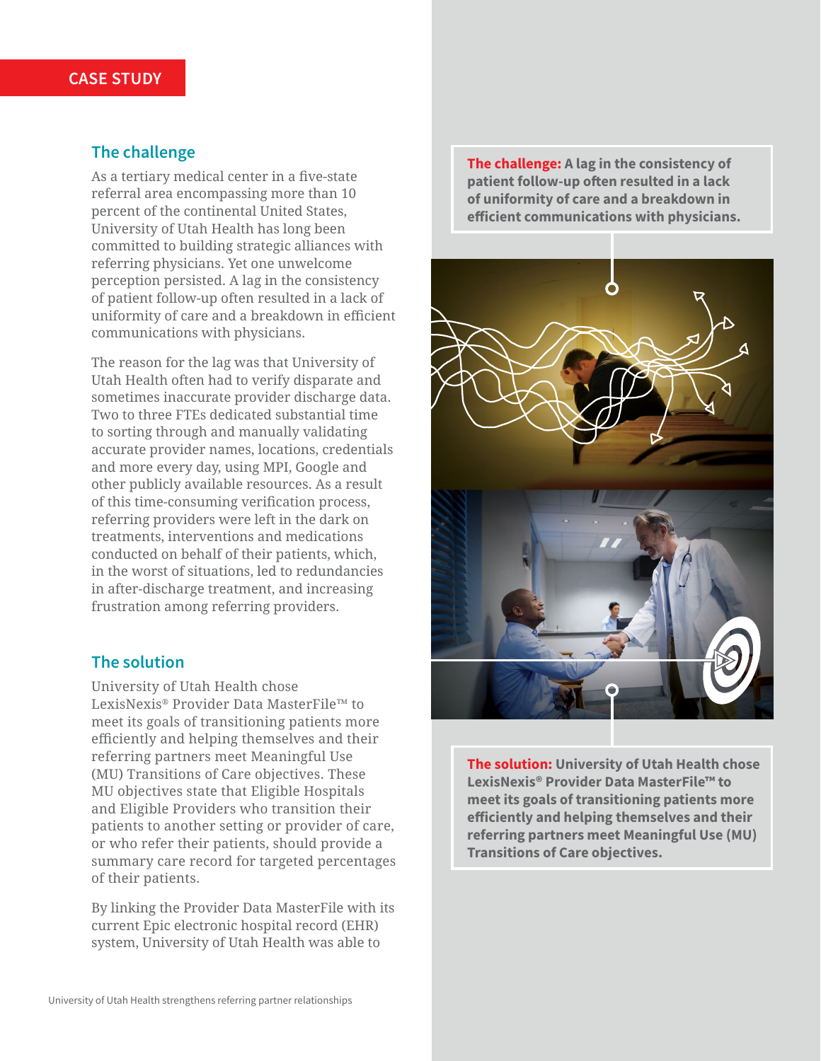CASE STUDY

## The challenge

As a tertiary medical center in a five-state referral area encompassing more than 10 percent of the continental United States, University of Utah Health has long been committed to building strategic alliances with referring physicians. Yet one unwelcome perception persisted. A lag in the consistency of patient follow-up often resulted in a lack of uniformity of care and a breakdown in efficient communications with physicians.

The reason for the lag was that University of Utah Health often had to verify disparate and sometimes inaccurate provider discharge data. Two to three FTEs dedicated substantial time to sorting through and manually validating accurate provider names, locations, credentials and more every day, using MPI, Google and other publicly available resources. As a result of this time-consuming verification process, referring providers were left in the dark on treatments, interventions and medications conducted on behalf of their patients, which, in the worst of situations, led to redundancies in after-discharge treatment, and increasing frustration among referring providers.

## The solution

University of Utah Health chose LexisNexis® Provider Data MasterFile™ to meet its goals of transitioning patients more efficiently and helping themselves and their referring partners meet Meaningful Use (MU) Transitions of Care objectives. These MU objectives state that Eligible Hospitals and Eligible Providers who transition their patients to another setting or provider of care, or who refer their patients, should provide a summary care record for targeted percentages of their patients.

By linking the Provider Data MasterFile with its current Epic electronic hospital record (EHR) system, University of Utah Health was able to

**The challenge:** **A lag in the consistency of patient follow-up often resulted in a lack of uniformity of care and a breakdown in efficient communications with physicians.**

**The solution:** **University of Utah Health chose LexisNexis® Provider Data MasterFile™ to meet its goals of transitioning patients more efficiently and helping themselves and their referring partners meet Meaningful Use (MU) Transitions of Care objectives.**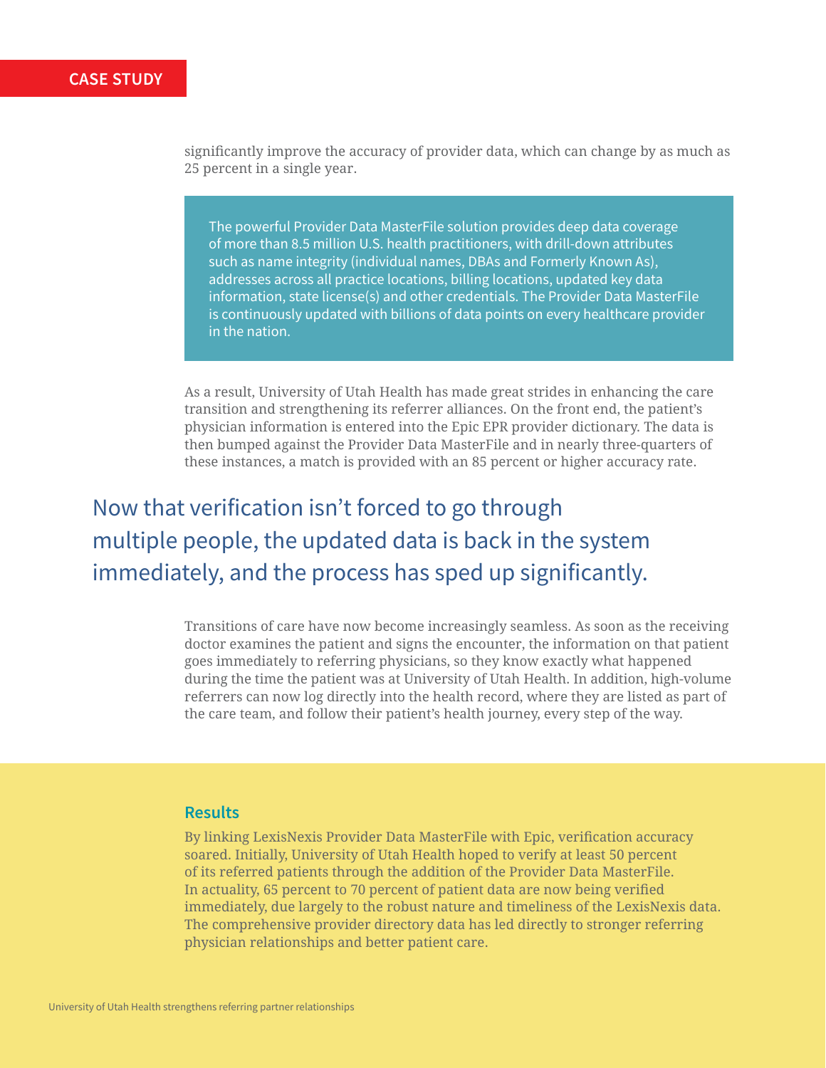significantly improve the accuracy of provider data, which can change by as much as 25 percent in a single year.

> The powerful Provider Data MasterFile solution provides deep data coverage of more than 8.5 million U.S. health practitioners, with drill-down attributes such as name integrity (individual names, DBAs and Formerly Known As), addresses across all practice locations, billing locations, updated key data information, state license(s) and other credentials. The Provider Data MasterFile is continuously updated with billions of data points on every healthcare provider in the nation.

As a result, University of Utah Health has made great strides in enhancing the care transition and strengthening its referrer alliances. On the front end, the patient's physician information is entered into the Epic EPR provider dictionary. The data is then bumped against the Provider Data MasterFile and in nearly three-quarters of these instances, a match is provided with an 85 percent or higher accuracy rate.

> Now that verification isn't forced to go through multiple people, the updated data is back in the system immediately, and the process has sped up significantly.

Transitions of care have now become increasingly seamless. As soon as the receiving doctor examines the patient and signs the encounter, the information on that patient goes immediately to referring physicians, so they know exactly what happened during the time the patient was at University of Utah Health. In addition, high-volume referrers can now log directly into the health record, where they are listed as part of the care team, and follow their patient's health journey, every step of the way.

## Results

By linking LexisNexis Provider Data MasterFile with Epic, verification accuracy soared. Initially, University of Utah Health hoped to verify at least 50 percent of its referred patients through the addition of the Provider Data MasterFile. In actuality, 65 percent to 70 percent of patient data are now being verified immediately, due largely to the robust nature and timeliness of the LexisNexis data. The comprehensive provider directory data has led directly to stronger referring physician relationships and better patient care.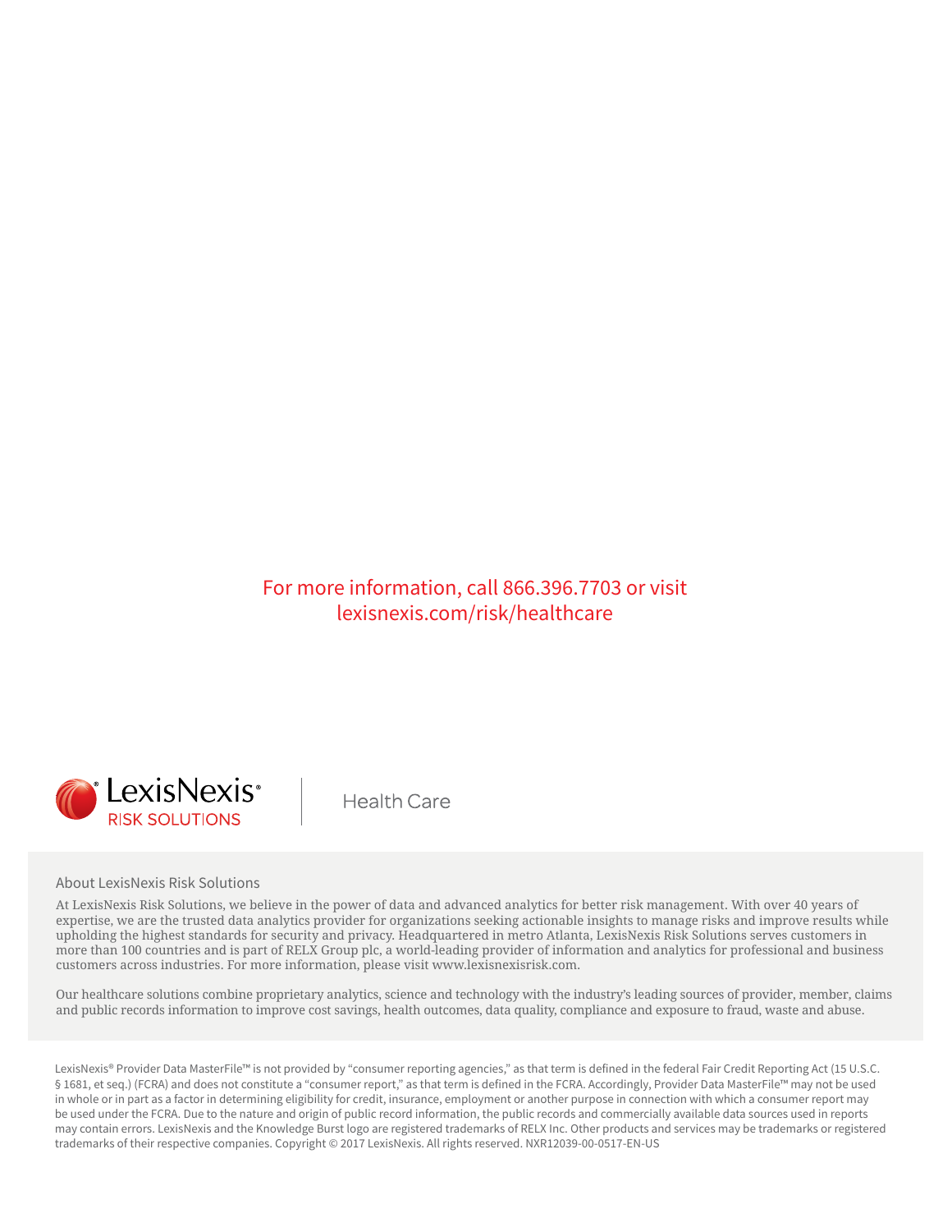For more information, call 866.396.7703 or visit lexisnexis.com/risk/healthcare

LexisNexis® RISK SOLUTIONS | Health Care

## About LexisNexis Risk Solutions

At LexisNexis Risk Solutions, we believe in the power of data and advanced analytics for better risk management. With over 40 years of expertise, we are the trusted data analytics provider for organizations seeking actionable insights to manage risks and improve results while upholding the highest standards for security and privacy. Headquartered in metro Atlanta, LexisNexis Risk Solutions serves customers in more than 100 countries and is part of RELX Group plc, a world-leading provider of information and analytics for professional and business customers across industries. For more information, please visit www.lexisnexisrisk.com.

Our healthcare solutions combine proprietary analytics, science and technology with the industry's leading sources of provider, member, claims and public records information to improve cost savings, health outcomes, data quality, compliance and exposure to fraud, waste and abuse.

LexisNexis® Provider Data MasterFile™ is not provided by "consumer reporting agencies," as that term is defined in the federal Fair Credit Reporting Act (15 U.S.C. § 1681, et seq.) (FCRA) and does not constitute a "consumer report," as that term is defined in the FCRA. Accordingly, Provider Data MasterFile™ may not be used in whole or in part as a factor in determining eligibility for credit, insurance, employment or another purpose in connection with which a consumer report may be used under the FCRA. Due to the nature and origin of public record information, the public records and commercially available data sources used in reports may contain errors. LexisNexis and the Knowledge Burst logo are registered trademarks of RELX Inc. Other products and services may be trademarks or registered trademarks of their respective companies. Copyright © 2017 LexisNexis. All rights reserved. NXR12039-00-0517-EN-US